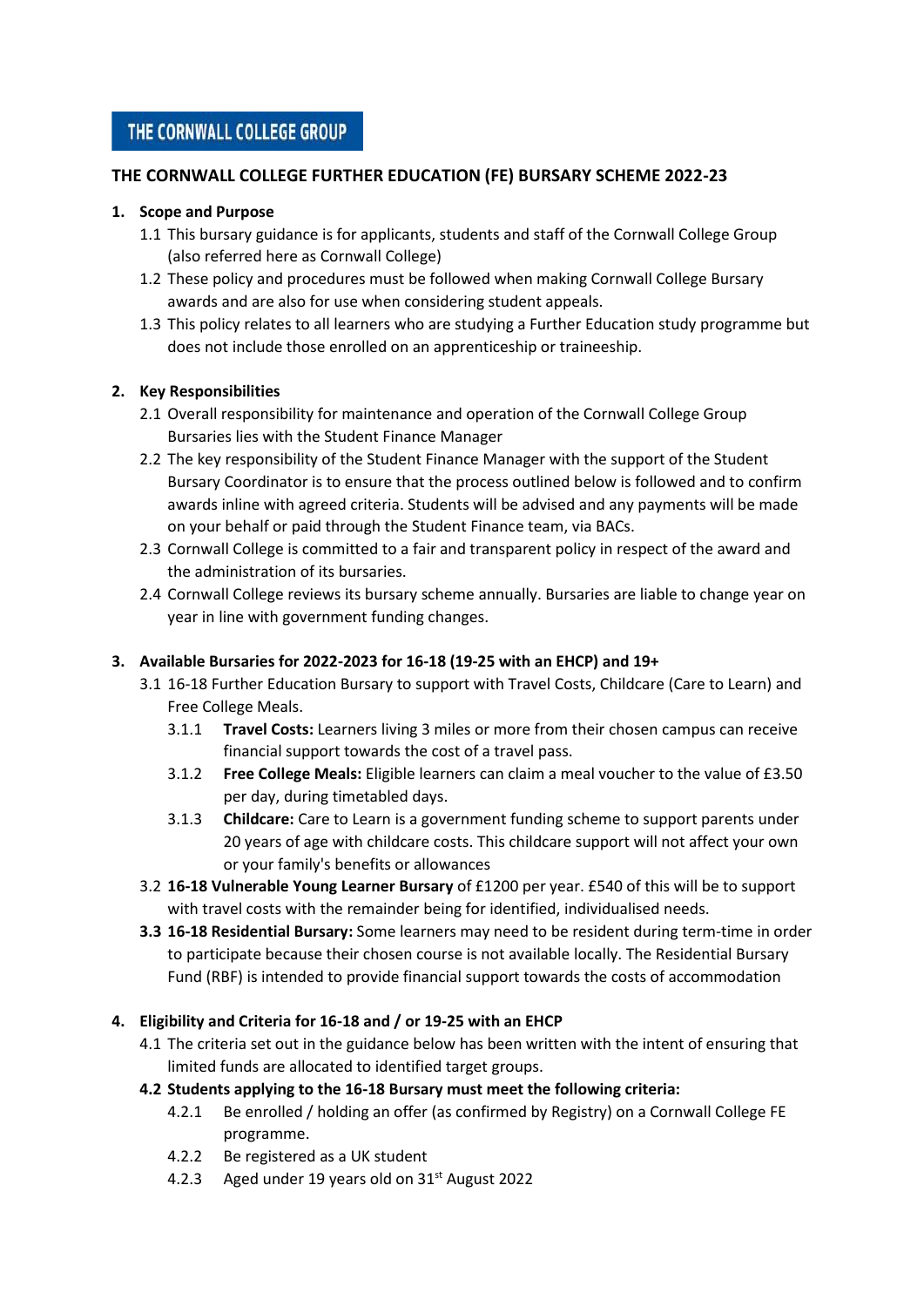THE CORNWALL COLLEGE GROUP

# THE CORNWALL COLLEGE FURTHER EDUCATION (FE) BURSARY SCHEME 2022-23

## 1. Scope and Purpose

1.1 This bursary guidance is for applicants, students and staff of the Cornwall College Group (also referred here as Cornwall College)

1.2 These policy and procedures must be followed when making Cornwall College Bursary awards and are also for use when considering student appeals.

1.3 This policy relates to all learners who are studying a Further Education study programme but does not include those enrolled on an apprenticeship or traineeship.

## 2. Key Responsibilities

2.1 Overall responsibility for maintenance and operation of the Cornwall College Group Bursaries lies with the Student Finance Manager

2.2 The key responsibility of the Student Finance Manager with the support of the Student Bursary Coordinator is to ensure that the process outlined below is followed and to confirm awards inline with agreed criteria. Students will be advised and any payments will be made on your behalf or paid through the Student Finance team, via BACs.

2.3 Cornwall College is committed to a fair and transparent policy in respect of the award and the administration of its bursaries.

2.4 Cornwall College reviews its bursary scheme annually. Bursaries are liable to change year on year in line with government funding changes.

## 3. Available Bursaries for 2022-2023 for 16-18 (19-25 with an EHCP) and 19+

3.1 16-18 Further Education Bursary to support with Travel Costs, Childcare (Care to Learn) and Free College Meals.

3.1.1 **Travel Costs:** Learners living 3 miles or more from their chosen campus can receive financial support towards the cost of a travel pass.

3.1.2 **Free College Meals:** Eligible learners can claim a meal voucher to the value of £3.50 per day, during timetabled days.

3.1.3 **Childcare:** Care to Learn is a government funding scheme to support parents under 20 years of age with childcare costs. This childcare support will not affect your own or your family's benefits or allowances

3.2 **16-18 Vulnerable Young Learner Bursary** of £1200 per year. £540 of this will be to support with travel costs with the remainder being for identified, individualised needs.

**3.3 16-18 Residential Bursary:** Some learners may need to be resident during term-time in order to participate because their chosen course is not available locally. The Residential Bursary Fund (RBF) is intended to provide financial support towards the costs of accommodation

## 4. Eligibility and Criteria for 16-18 and / or 19-25 with an EHCP

4.1 The criteria set out in the guidance below has been written with the intent of ensuring that limited funds are allocated to identified target groups.

**4.2 Students applying to the 16-18 Bursary must meet the following criteria:**

4.2.1 Be enrolled / holding an offer (as confirmed by Registry) on a Cornwall College FE programme.

4.2.2 Be registered as a UK student

4.2.3 Aged under 19 years old on 31st August 2022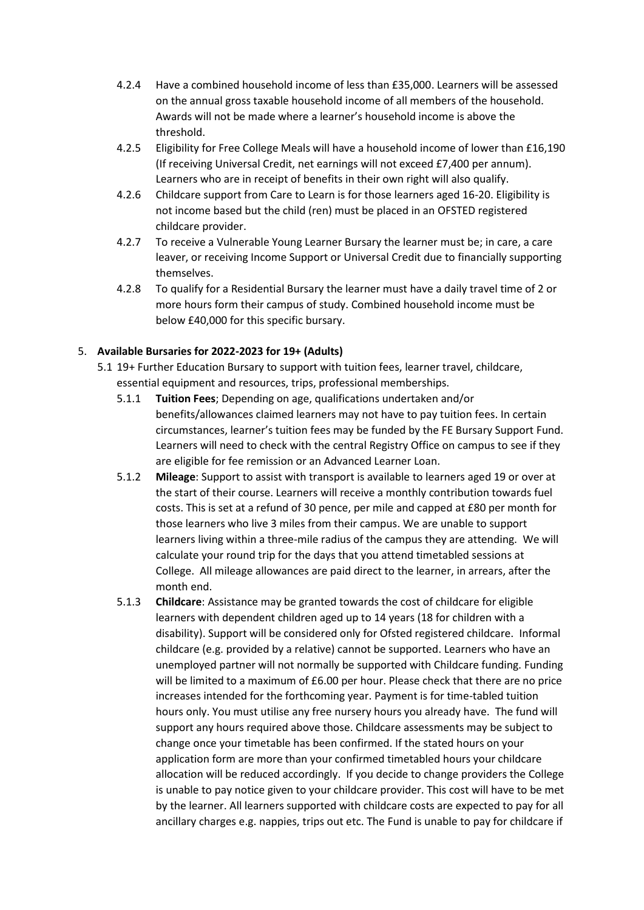4.2.4 Have a combined household income of less than £35,000. Learners will be assessed on the annual gross taxable household income of all members of the household. Awards will not be made where a learner's household income is above the threshold.

4.2.5 Eligibility for Free College Meals will have a household income of lower than £16,190 (If receiving Universal Credit, net earnings will not exceed £7,400 per annum). Learners who are in receipt of benefits in their own right will also qualify.

4.2.6 Childcare support from Care to Learn is for those learners aged 16-20. Eligibility is not income based but the child (ren) must be placed in an OFSTED registered childcare provider.

4.2.7 To receive a Vulnerable Young Learner Bursary the learner must be; in care, a care leaver, or receiving Income Support or Universal Credit due to financially supporting themselves.

4.2.8 To qualify for a Residential Bursary the learner must have a daily travel time of 2 or more hours form their campus of study. Combined household income must be below £40,000 for this specific bursary.

5. **Available Bursaries for 2022-2023 for 19+ (Adults)**

5.1 19+ Further Education Bursary to support with tuition fees, learner travel, childcare, essential equipment and resources, trips, professional memberships.

5.1.1 **Tuition Fees**; Depending on age, qualifications undertaken and/or benefits/allowances claimed learners may not have to pay tuition fees. In certain circumstances, learner's tuition fees may be funded by the FE Bursary Support Fund. Learners will need to check with the central Registry Office on campus to see if they are eligible for fee remission or an Advanced Learner Loan.

5.1.2 **Mileage**: Support to assist with transport is available to learners aged 19 or over at the start of their course. Learners will receive a monthly contribution towards fuel costs. This is set at a refund of 30 pence, per mile and capped at £80 per month for those learners who live 3 miles from their campus. We are unable to support learners living within a three-mile radius of the campus they are attending. We will calculate your round trip for the days that you attend timetabled sessions at College. All mileage allowances are paid direct to the learner, in arrears, after the month end.

5.1.3 **Childcare**: Assistance may be granted towards the cost of childcare for eligible learners with dependent children aged up to 14 years (18 for children with a disability). Support will be considered only for Ofsted registered childcare. Informal childcare (e.g. provided by a relative) cannot be supported. Learners who have an unemployed partner will not normally be supported with Childcare funding. Funding will be limited to a maximum of £6.00 per hour. Please check that there are no price increases intended for the forthcoming year. Payment is for time-tabled tuition hours only. You must utilise any free nursery hours you already have. The fund will support any hours required above those. Childcare assessments may be subject to change once your timetable has been confirmed. If the stated hours on your application form are more than your confirmed timetabled hours your childcare allocation will be reduced accordingly. If you decide to change providers the College is unable to pay notice given to your childcare provider. This cost will have to be met by the learner. All learners supported with childcare costs are expected to pay for all ancillary charges e.g. nappies, trips out etc. The Fund is unable to pay for childcare if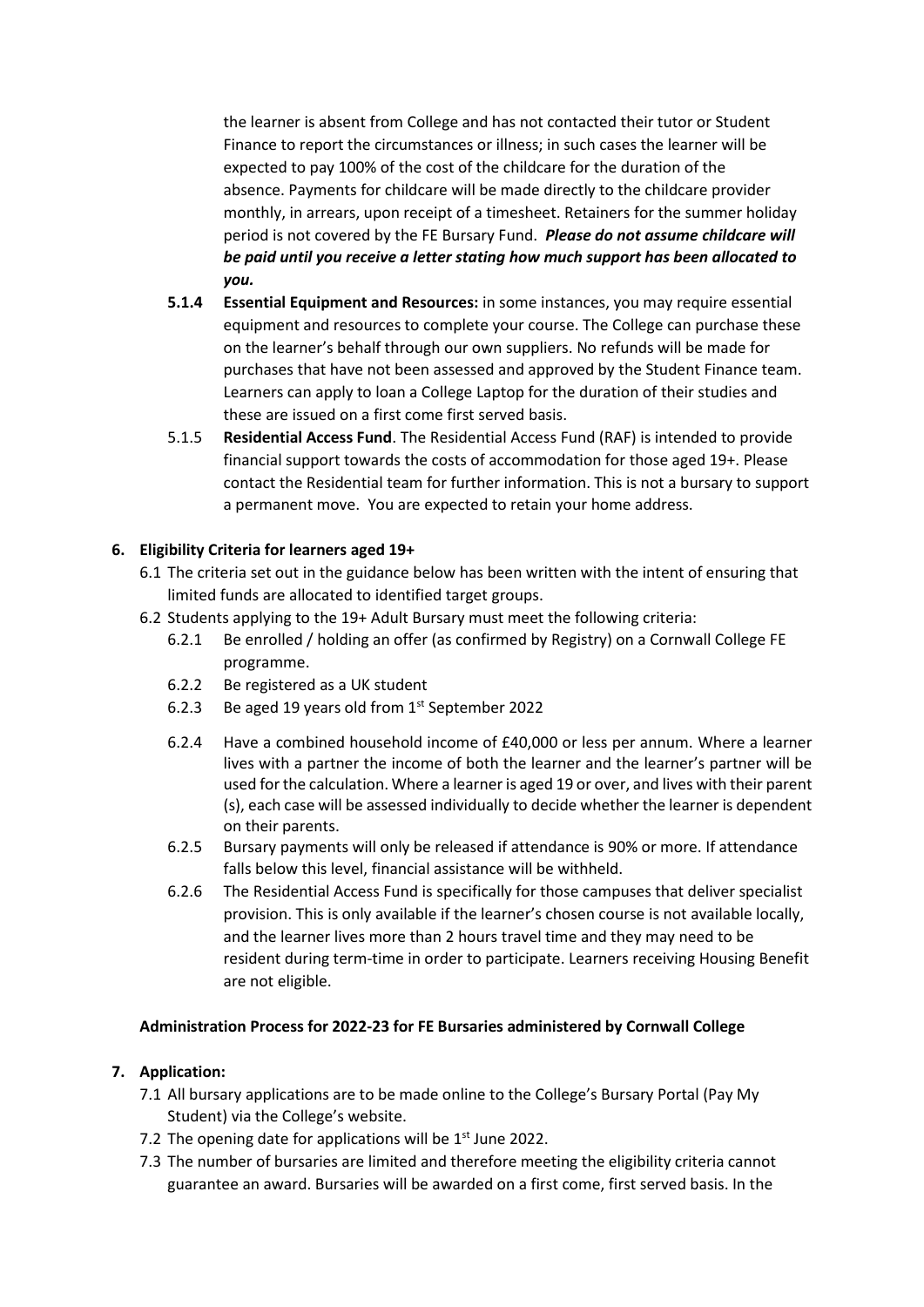the learner is absent from College and has not contacted their tutor or Student Finance to report the circumstances or illness; in such cases the learner will be expected to pay 100% of the cost of the childcare for the duration of the absence. Payments for childcare will be made directly to the childcare provider monthly, in arrears, upon receipt of a timesheet. Retainers for the summer holiday period is not covered by the FE Bursary Fund. ***Please do not assume childcare will be paid until you receive a letter stating how much support has been allocated to you.***

**5.1.4** **Essential Equipment and Resources:** in some instances, you may require essential equipment and resources to complete your course. The College can purchase these on the learner's behalf through our own suppliers. No refunds will be made for purchases that have not been assessed and approved by the Student Finance team. Learners can apply to loan a College Laptop for the duration of their studies and these are issued on a first come first served basis.

5.1.5 **Residential Access Fund**. The Residential Access Fund (RAF) is intended to provide financial support towards the costs of accommodation for those aged 19+. Please contact the Residential team for further information. This is not a bursary to support a permanent move. You are expected to retain your home address.

## 6. Eligibility Criteria for learners aged 19+

6.1 The criteria set out in the guidance below has been written with the intent of ensuring that limited funds are allocated to identified target groups.

6.2 Students applying to the 19+ Adult Bursary must meet the following criteria:

6.2.1 Be enrolled / holding an offer (as confirmed by Registry) on a Cornwall College FE programme.

6.2.2 Be registered as a UK student

6.2.3 Be aged 19 years old from 1st September 2022

6.2.4 Have a combined household income of £40,000 or less per annum. Where a learner lives with a partner the income of both the learner and the learner's partner will be used for the calculation. Where a learner is aged 19 or over, and lives with their parent (s), each case will be assessed individually to decide whether the learner is dependent on their parents.

6.2.5 Bursary payments will only be released if attendance is 90% or more. If attendance falls below this level, financial assistance will be withheld.

6.2.6 The Residential Access Fund is specifically for those campuses that deliver specialist provision. This is only available if the learner's chosen course is not available locally, and the learner lives more than 2 hours travel time and they may need to be resident during term-time in order to participate. Learners receiving Housing Benefit are not eligible.

**Administration Process for 2022-23 for FE Bursaries administered by Cornwall College**

## 7. Application:

7.1 All bursary applications are to be made online to the College's Bursary Portal (Pay My Student) via the College's website.

7.2 The opening date for applications will be 1st June 2022.

7.3 The number of bursaries are limited and therefore meeting the eligibility criteria cannot guarantee an award. Bursaries will be awarded on a first come, first served basis. In the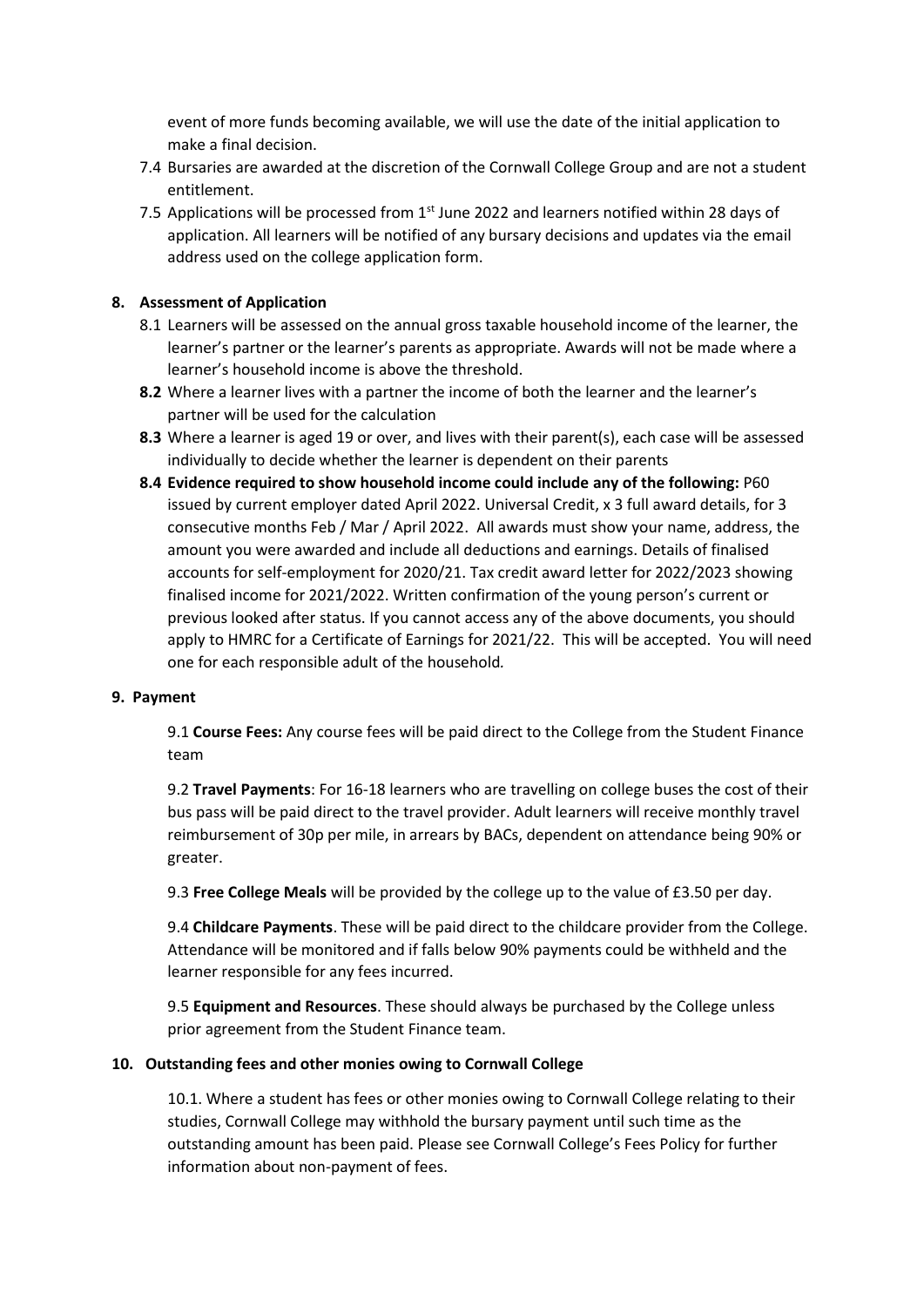event of more funds becoming available, we will use the date of the initial application to make a final decision.

7.4 Bursaries are awarded at the discretion of the Cornwall College Group and are not a student entitlement.

7.5 Applications will be processed from 1st June 2022 and learners notified within 28 days of application. All learners will be notified of any bursary decisions and updates via the email address used on the college application form.

## 8. Assessment of Application

8.1 Learners will be assessed on the annual gross taxable household income of the learner, the learner's partner or the learner's parents as appropriate. Awards will not be made where a learner's household income is above the threshold.

**8.2** Where a learner lives with a partner the income of both the learner and the learner's partner will be used for the calculation

**8.3** Where a learner is aged 19 or over, and lives with their parent(s), each case will be assessed individually to decide whether the learner is dependent on their parents

**8.4 Evidence required to show household income could include any of the following:** P60 issued by current employer dated April 2022. Universal Credit, x 3 full award details, for 3 consecutive months Feb / Mar / April 2022. All awards must show your name, address, the amount you were awarded and include all deductions and earnings. Details of finalised accounts for self-employment for 2020/21. Tax credit award letter for 2022/2023 showing finalised income for 2021/2022. Written confirmation of the young person's current or previous looked after status. If you cannot access any of the above documents, you should apply to HMRC for a Certificate of Earnings for 2021/22. This will be accepted. You will need one for each responsible adult of the household.

## 9. Payment

9.1 **Course Fees:** Any course fees will be paid direct to the College from the Student Finance team

9.2 **Travel Payments**: For 16-18 learners who are travelling on college buses the cost of their bus pass will be paid direct to the travel provider. Adult learners will receive monthly travel reimbursement of 30p per mile, in arrears by BACs, dependent on attendance being 90% or greater.

9.3 **Free College Meals** will be provided by the college up to the value of £3.50 per day.

9.4 **Childcare Payments**. These will be paid direct to the childcare provider from the College. Attendance will be monitored and if falls below 90% payments could be withheld and the learner responsible for any fees incurred.

9.5 **Equipment and Resources**. These should always be purchased by the College unless prior agreement from the Student Finance team.

## 10. Outstanding fees and other monies owing to Cornwall College

10.1. Where a student has fees or other monies owing to Cornwall College relating to their studies, Cornwall College may withhold the bursary payment until such time as the outstanding amount has been paid. Please see Cornwall College's Fees Policy for further information about non-payment of fees.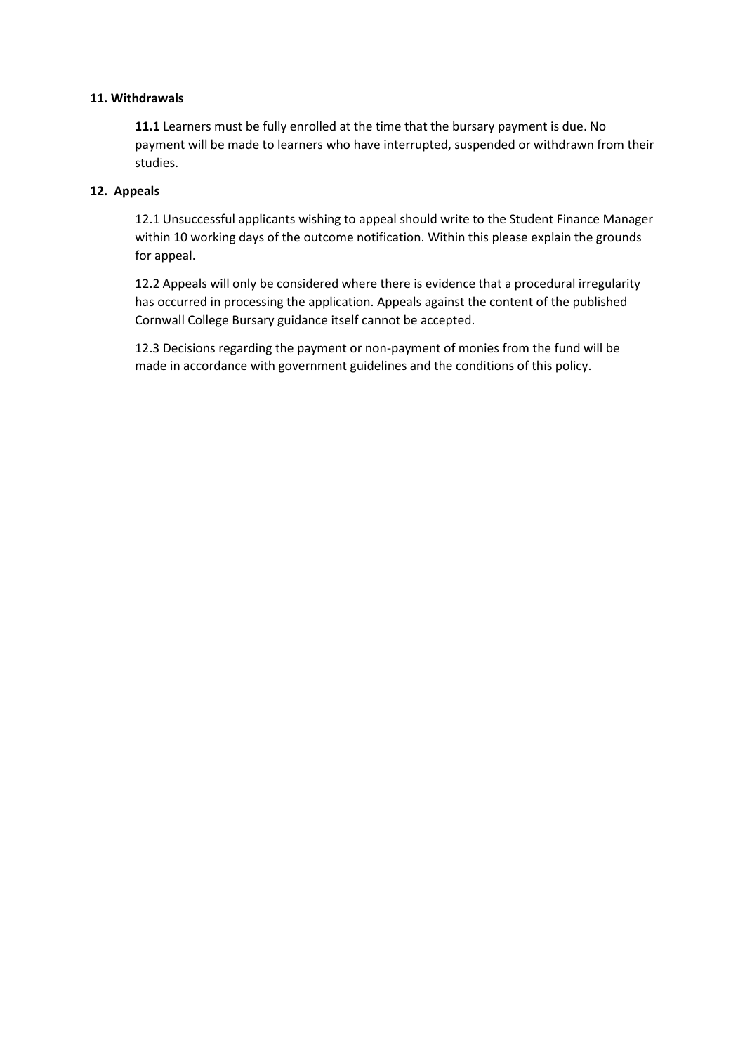## 11. Withdrawals

**11.1** Learners must be fully enrolled at the time that the bursary payment is due. No payment will be made to learners who have interrupted, suspended or withdrawn from their studies.

## 12. Appeals

12.1 Unsuccessful applicants wishing to appeal should write to the Student Finance Manager within 10 working days of the outcome notification. Within this please explain the grounds for appeal.

12.2 Appeals will only be considered where there is evidence that a procedural irregularity has occurred in processing the application. Appeals against the content of the published Cornwall College Bursary guidance itself cannot be accepted.

12.3 Decisions regarding the payment or non-payment of monies from the fund will be made in accordance with government guidelines and the conditions of this policy.